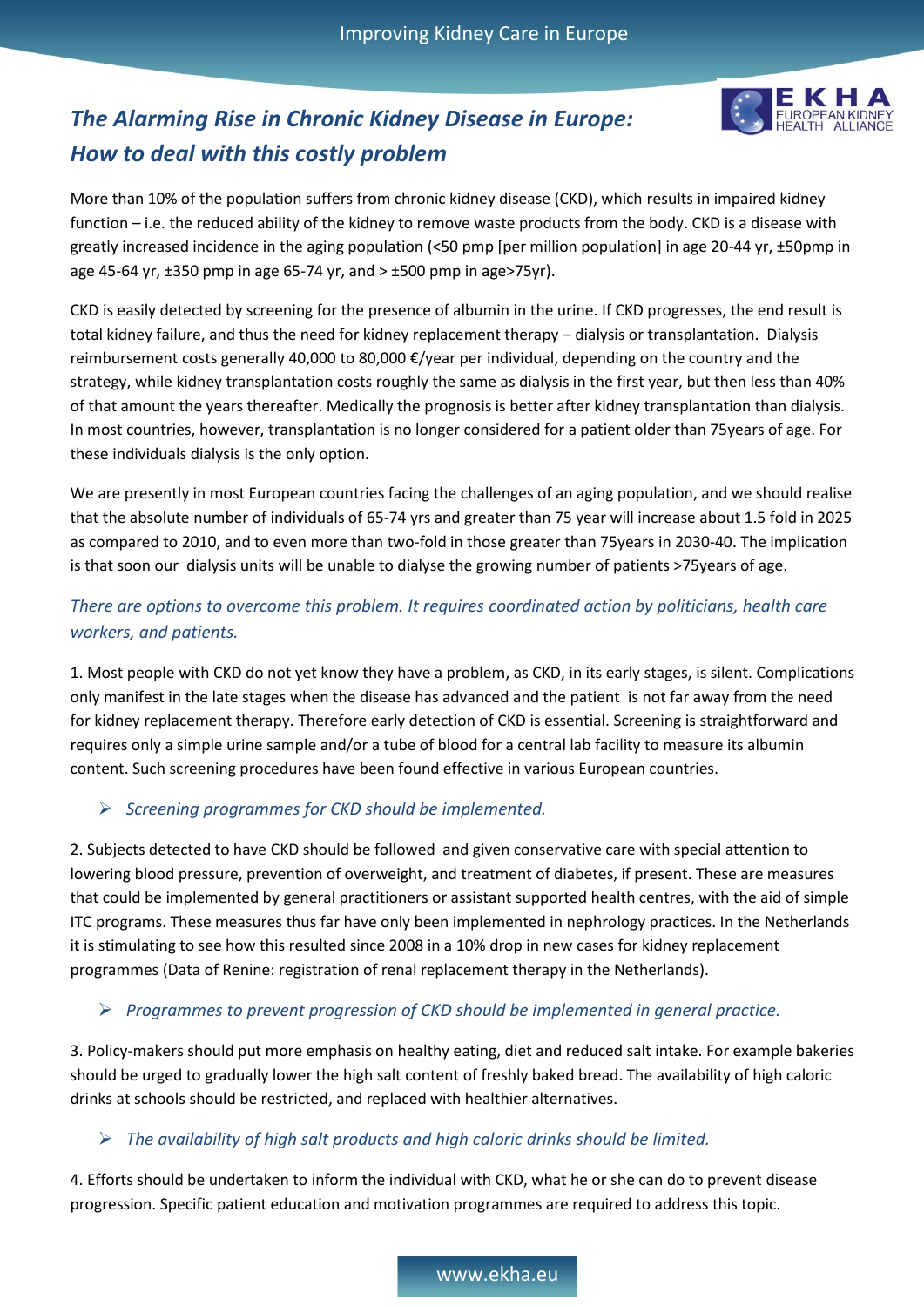# *The Alarming Rise in Chronic Kidney Disease in Europe: How to deal with this costly problem*

More than 10% of the population suffers from chronic kidney disease (CKD), which results in impaired kidney function – i.e. the reduced ability of the kidney to remove waste products from the body. CKD is a disease with greatly increased incidence in the aging population (<50 pmp [per million population] in age 20-44 yr, ±50pmp in age 45-64 yr, ±350 pmp in age 65-74 yr, and > ±500 pmp in age>75yr).

CKD is easily detected by screening for the presence of albumin in the urine. If CKD progresses, the end result is total kidney failure, and thus the need for kidney replacement therapy – dialysis or transplantation. Dialysis reimbursement costs generally 40,000 to 80,000 €/year per individual, depending on the country and the strategy, while kidney transplantation costs roughly the same as dialysis in the first year, but then less than 40% of that amount the years thereafter. Medically the prognosis is better after kidney transplantation than dialysis. In most countries, however, transplantation is no longer considered for a patient older than 75years of age. For these individuals dialysis is the only option.

We are presently in most European countries facing the challenges of an aging population, and we should realise that the absolute number of individuals of 65-74 yrs and greater than 75 year will increase about 1.5 fold in 2025 as compared to 2010, and to even more than two-fold in those greater than 75years in 2030-40. The implication is that soon our dialysis units will be unable to dialyse the growing number of patients >75years of age.

*There are options to overcome this problem. It requires coordinated action by politicians, health care workers, and patients.*

1. Most people with CKD do not yet know they have a problem, as CKD, in its early stages, is silent. Complications only manifest in the late stages when the disease has advanced and the patient is not far away from the need for kidney replacement therapy. Therefore early detection of CKD is essential. Screening is straightforward and requires only a simple urine sample and/or a tube of blood for a central lab facility to measure its albumin content. Such screening procedures have been found effective in various European countries.

- *Screening programmes for CKD should be implemented.*

2. Subjects detected to have CKD should be followed and given conservative care with special attention to lowering blood pressure, prevention of overweight, and treatment of diabetes, if present. These are measures that could be implemented by general practitioners or assistant supported health centres, with the aid of simple ITC programs. These measures thus far have only been implemented in nephrology practices. In the Netherlands it is stimulating to see how this resulted since 2008 in a 10% drop in new cases for kidney replacement programmes (Data of Renine: registration of renal replacement therapy in the Netherlands).

- *Programmes to prevent progression of CKD should be implemented in general practice.*

3. Policy-makers should put more emphasis on healthy eating, diet and reduced salt intake. For example bakeries should be urged to gradually lower the high salt content of freshly baked bread. The availability of high caloric drinks at schools should be restricted, and replaced with healthier alternatives.

- *The availability of high salt products and high caloric drinks should be limited.*

4. Efforts should be undertaken to inform the individual with CKD, what he or she can do to prevent disease progression. Specific patient education and motivation programmes are required to address this topic.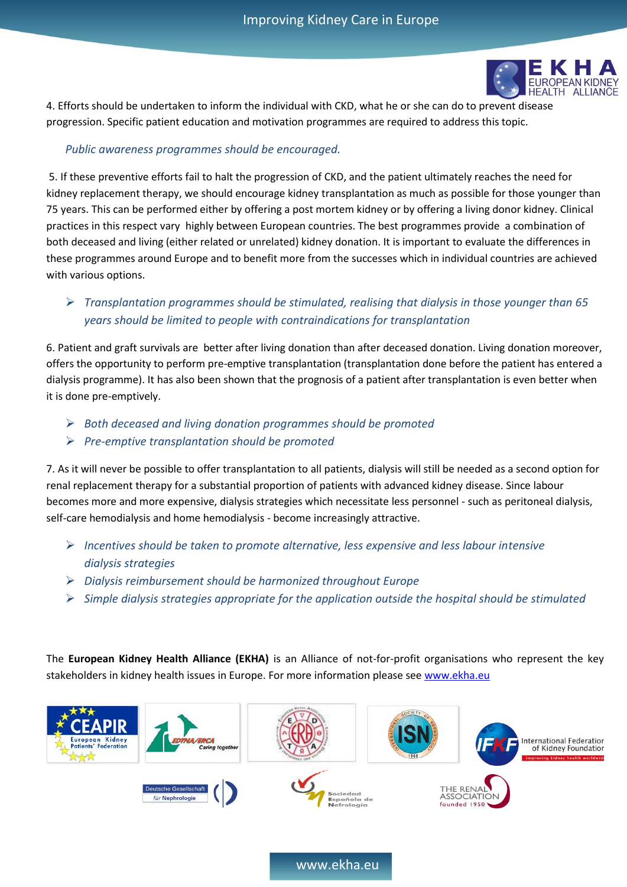4. Efforts should be undertaken to inform the individual with CKD, what he or she can do to prevent disease progression. Specific patient education and motivation programmes are required to address this topic.

*Public awareness programmes should be encouraged.*

5. If these preventive efforts fail to halt the progression of CKD, and the patient ultimately reaches the need for kidney replacement therapy, we should encourage kidney transplantation as much as possible for those younger than 75 years. This can be performed either by offering a post mortem kidney or by offering a living donor kidney. Clinical practices in this respect vary highly between European countries. The best programmes provide a combination of both deceased and living (either related or unrelated) kidney donation. It is important to evaluate the differences in these programmes around Europe and to benefit more from the successes which in individual countries are achieved with various options.

- *Transplantation programmes should be stimulated, realising that dialysis in those younger than 65 years should be limited to people with contraindications for transplantation*

6. Patient and graft survivals are better after living donation than after deceased donation. Living donation moreover, offers the opportunity to perform pre-emptive transplantation (transplantation done before the patient has entered a dialysis programme). It has also been shown that the prognosis of a patient after transplantation is even better when it is done pre-emptively.

- *Both deceased and living donation programmes should be promoted*
- *Pre-emptive transplantation should be promoted*

7. As it will never be possible to offer transplantation to all patients, dialysis will still be needed as a second option for renal replacement therapy for a substantial proportion of patients with advanced kidney disease. Since labour becomes more and more expensive, dialysis strategies which necessitate less personnel - such as peritoneal dialysis, self-care hemodialysis and home hemodialysis - become increasingly attractive.

- *Incentives should be taken to promote alternative, less expensive and less labour intensive dialysis strategies*
- *Dialysis reimbursement should be harmonized throughout Europe*
- *Simple dialysis strategies appropriate for the application outside the hospital should be stimulated*

The **European Kidney Health Alliance (EKHA)** is an Alliance of not-for-profit organisations who represent the key stakeholders in kidney health issues in Europe. For more information please see [www.ekha.eu](http://www.ekha.eu)